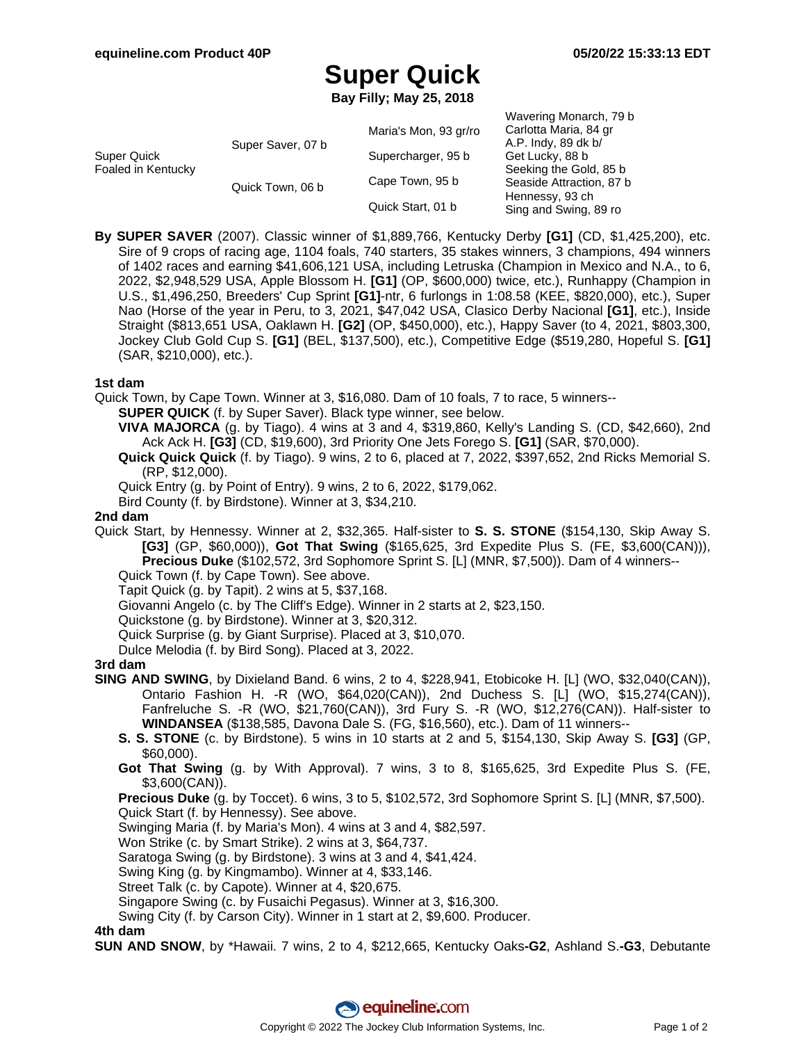# Super Quick

**Bay Filly; May 25, 2018**

| | | | |
|---|---|---|---|
| Super Quick<br>Foaled in Kentucky | Super Saver, 07 b | Maria's Mon, 93 gr/ro | Wavering Monarch, 79 b |
| | | | Carlotta Maria, 84 gr |
| | | Supercharger, 95 b | A.P. Indy, 89 dk b/ |
| | | | Get Lucky, 88 b |
| | Quick Town, 06 b | Cape Town, 95 b | Seeking the Gold, 85 b |
| | | | Seaside Attraction, 87 b |
| | | Quick Start, 01 b | Hennessy, 93 ch |
| | | | Sing and Swing, 89 ro |

**By SUPER SAVER** (2007). Classic winner of $1,889,766, Kentucky Derby **[G1]** (CD, $1,425,200), etc. Sire of 9 crops of racing age, 1104 foals, 740 starters, 35 stakes winners, 3 champions, 494 winners of 1402 races and earning $41,606,121 USA, including Letruska (Champion in Mexico and N.A., to 6, 2022, $2,948,529 USA, Apple Blossom H. **[G1]** (OP, $600,000) twice, etc.), Runhappy (Champion in U.S., $1,496,250, Breeders' Cup Sprint **[G1]**-ntr, 6 furlongs in 1:08.58 (KEE, $820,000), etc.), Super Nao (Horse of the year in Peru, to 3, 2021, $47,042 USA, Clasico Derby Nacional **[G1]**, etc.), Inside Straight ($813,651 USA, Oaklawn H. **[G2]** (OP, $450,000), etc.), Happy Saver (to 4, 2021, $803,300, Jockey Club Gold Cup S. **[G1]** (BEL, $137,500), etc.), Competitive Edge ($519,280, Hopeful S. **[G1]** (SAR, $210,000), etc.).

### 1st dam

Quick Town, by Cape Town. Winner at 3, $16,080. Dam of 10 foals, 7 to race, 5 winners--

- **SUPER QUICK** (f. by Super Saver). Black type winner, see below.
- **VIVA MAJORCA** (g. by Tiago). 4 wins at 3 and 4, $319,860, Kelly's Landing S. (CD, $42,660), 2nd Ack Ack H. **[G3]** (CD, $19,600), 3rd Priority One Jets Forego S. **[G1]** (SAR, $70,000).
- **Quick Quick Quick** (f. by Tiago). 9 wins, 2 to 6, placed at 7, 2022, $397,652, 2nd Ricks Memorial S. (RP, $12,000).
- Quick Entry (g. by Point of Entry). 9 wins, 2 to 6, 2022, $179,062.
- Bird County (f. by Birdstone). Winner at 3, $34,210.

### 2nd dam

Quick Start, by Hennessy. Winner at 2, $32,365. Half-sister to **S. S. STONE** ($154,130, Skip Away S. **[G3]** (GP, $60,000)), **Got That Swing** ($165,625, 3rd Expedite Plus S. (FE, $3,600(CAN))), **Precious Duke** ($102,572, 3rd Sophomore Sprint S. [L] (MNR, $7,500)). Dam of 4 winners--

- Quick Town (f. by Cape Town). See above.
- Tapit Quick (g. by Tapit). 2 wins at 5, $37,168.
- Giovanni Angelo (c. by The Cliff's Edge). Winner in 2 starts at 2, $23,150.
- Quickstone (g. by Birdstone). Winner at 3, $20,312.
- Quick Surprise (g. by Giant Surprise). Placed at 3, $10,070.
- Dulce Melodia (f. by Bird Song). Placed at 3, 2022.

### 3rd dam

**SING AND SWING**, by Dixieland Band. 6 wins, 2 to 4, $228,941, Etobicoke H. [L] (WO, $32,040(CAN)), Ontario Fashion H. -R (WO, $64,020(CAN)), 2nd Duchess S. [L] (WO, $15,274(CAN)), Fanfreluche S. -R (WO, $21,760(CAN)), 3rd Fury S. -R (WO, $12,276(CAN)). Half-sister to **WINDANSEA** ($138,585, Davona Dale S. (FG, $16,560), etc.). Dam of 11 winners--

- **S. S. STONE** (c. by Birdstone). 5 wins in 10 starts at 2 and 5, $154,130, Skip Away S. **[G3]** (GP, $60,000).
- **Got That Swing** (g. by With Approval). 7 wins, 3 to 8, $165,625, 3rd Expedite Plus S. (FE, $3,600(CAN)).
- **Precious Duke** (g. by Toccet). 6 wins, 3 to 5, $102,572, 3rd Sophomore Sprint S. [L] (MNR, $7,500).
- Quick Start (f. by Hennessy). See above.
- Swinging Maria (f. by Maria's Mon). 4 wins at 3 and 4, $82,597.
- Won Strike (c. by Smart Strike). 2 wins at 3, $64,737.
- Saratoga Swing (g. by Birdstone). 3 wins at 3 and 4, $41,424.
- Swing King (g. by Kingmambo). Winner at 4, $33,146.
- Street Talk (c. by Capote). Winner at 4, $20,675.
- Singapore Swing (c. by Fusaichi Pegasus). Winner at 3, $16,300.
- Swing City (f. by Carson City). Winner in 1 start at 2, $9,600. Producer.

### 4th dam

**SUN AND SNOW**, by *Hawaii. 7 wins, 2 to 4, $212,665, Kentucky Oaks**-G2**, Ashland S.**-G3**, Debutante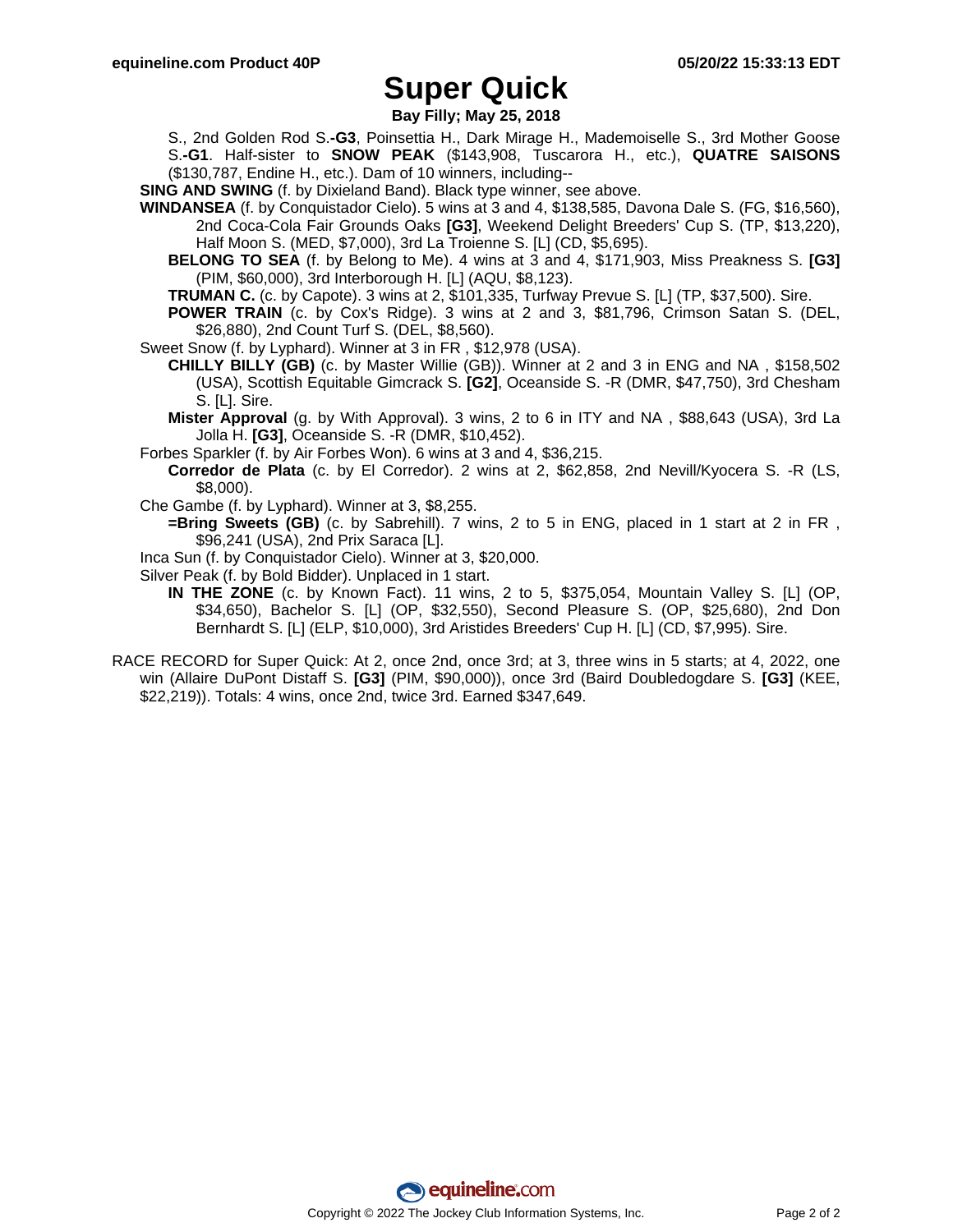# Super Quick

**Bay Filly; May 25, 2018**

S., 2nd Golden Rod S.**-G3**, Poinsettia H., Dark Mirage H., Mademoiselle S., 3rd Mother Goose S.**-G1**. Half-sister to **SNOW PEAK** ($143,908, Tuscarora H., etc.), **QUATRE SAISONS** ($130,787, Endine H., etc.). Dam of 10 winners, including--

**SING AND SWING** (f. by Dixieland Band). Black type winner, see above.

**WINDANSEA** (f. by Conquistador Cielo). 5 wins at 3 and 4, $138,585, Davona Dale S. (FG, $16,560), 2nd Coca-Cola Fair Grounds Oaks **[G3]**, Weekend Delight Breeders' Cup S. (TP, $13,220), Half Moon S. (MED, $7,000), 3rd La Troienne S. [L] (CD, $5,695).

**BELONG TO SEA** (f. by Belong to Me). 4 wins at 3 and 4, $171,903, Miss Preakness S. **[G3]** (PIM, $60,000), 3rd Interborough H. [L] (AQU, $8,123).

**TRUMAN C.** (c. by Capote). 3 wins at 2, $101,335, Turfway Prevue S. [L] (TP, $37,500). Sire.

**POWER TRAIN** (c. by Cox's Ridge). 3 wins at 2 and 3, $81,796, Crimson Satan S. (DEL, $26,880), 2nd Count Turf S. (DEL, $8,560).

Sweet Snow (f. by Lyphard). Winner at 3 in FR , $12,978 (USA).

**CHILLY BILLY (GB)** (c. by Master Willie (GB)). Winner at 2 and 3 in ENG and NA , $158,502 (USA), Scottish Equitable Gimcrack S. **[G2]**, Oceanside S. -R (DMR, $47,750), 3rd Chesham S. [L]. Sire.

**Mister Approval** (g. by With Approval). 3 wins, 2 to 6 in ITY and NA , $88,643 (USA), 3rd La Jolla H. **[G3]**, Oceanside S. -R (DMR, $10,452).

Forbes Sparkler (f. by Air Forbes Won). 6 wins at 3 and 4, $36,215.

**Corredor de Plata** (c. by El Corredor). 2 wins at 2, $62,858, 2nd Nevill/Kyocera S. -R (LS, $8,000).

Che Gambe (f. by Lyphard). Winner at 3, $8,255.

**=Bring Sweets (GB)** (c. by Sabrehill). 7 wins, 2 to 5 in ENG, placed in 1 start at 2 in FR , $96,241 (USA), 2nd Prix Saraca [L].

Inca Sun (f. by Conquistador Cielo). Winner at 3, $20,000.

Silver Peak (f. by Bold Bidder). Unplaced in 1 start.

**IN THE ZONE** (c. by Known Fact). 11 wins, 2 to 5, $375,054, Mountain Valley S. [L] (OP, $34,650), Bachelor S. [L] (OP, $32,550), Second Pleasure S. (OP, $25,680), 2nd Don Bernhardt S. [L] (ELP, $10,000), 3rd Aristides Breeders' Cup H. [L] (CD, $7,995). Sire.

RACE RECORD for Super Quick: At 2, once 2nd, once 3rd; at 3, three wins in 5 starts; at 4, 2022, one win (Allaire DuPont Distaff S. **[G3]** (PIM, $90,000)), once 3rd (Baird Doubledogdare S. **[G3]** (KEE, $22,219)). Totals: 4 wins, once 2nd, twice 3rd. Earned $347,649.